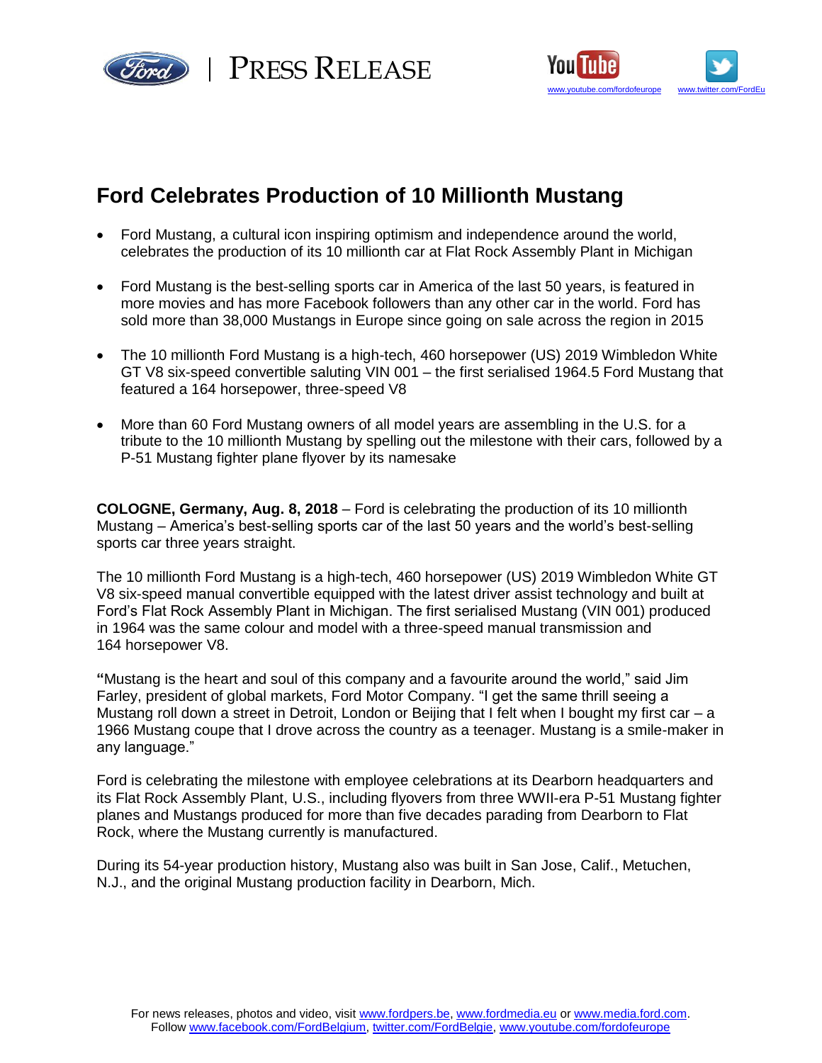PRESS RELEASE

www.youtube.com/fordofeurope www.twitter.com/FordEu

# Ford Celebrates Production of 10 Millionth Mustang

- Ford Mustang, a cultural icon inspiring optimism and independence around the world, celebrates the production of its 10 millionth car at Flat Rock Assembly Plant in Michigan
- Ford Mustang is the best-selling sports car in America of the last 50 years, is featured in more movies and has more Facebook followers than any other car in the world. Ford has sold more than 38,000 Mustangs in Europe since going on sale across the region in 2015
- The 10 millionth Ford Mustang is a high-tech, 460 horsepower (US) 2019 Wimbledon White GT V8 six-speed convertible saluting VIN 001 – the first serialised 1964.5 Ford Mustang that featured a 164 horsepower, three-speed V8
- More than 60 Ford Mustang owners of all model years are assembling in the U.S. for a tribute to the 10 millionth Mustang by spelling out the milestone with their cars, followed by a P-51 Mustang fighter plane flyover by its namesake

**COLOGNE, Germany, Aug. 8, 2018** – Ford is celebrating the production of its 10 millionth Mustang – America's best-selling sports car of the last 50 years and the world's best-selling sports car three years straight.

The 10 millionth Ford Mustang is a high-tech, 460 horsepower (US) 2019 Wimbledon White GT V8 six-speed manual convertible equipped with the latest driver assist technology and built at Ford's Flat Rock Assembly Plant in Michigan. The first serialised Mustang (VIN 001) produced in 1964 was the same colour and model with a three-speed manual transmission and 164 horsepower V8.

**"**Mustang is the heart and soul of this company and a favourite around the world," said Jim Farley, president of global markets, Ford Motor Company. "I get the same thrill seeing a Mustang roll down a street in Detroit, London or Beijing that I felt when I bought my first car – a 1966 Mustang coupe that I drove across the country as a teenager. Mustang is a smile-maker in any language."

Ford is celebrating the milestone with employee celebrations at its Dearborn headquarters and its Flat Rock Assembly Plant, U.S., including flyovers from three WWII-era P-51 Mustang fighter planes and Mustangs produced for more than five decades parading from Dearborn to Flat Rock, where the Mustang currently is manufactured.

During its 54-year production history, Mustang also was built in San Jose, Calif., Metuchen, N.J., and the original Mustang production facility in Dearborn, Mich.

For news releases, photos and video, visit www.fordpers.be, www.fordmedia.eu or www.media.ford.com.
Follow www.facebook.com/FordBelgium, twitter.com/FordBelgie, www.youtube.com/fordofeurope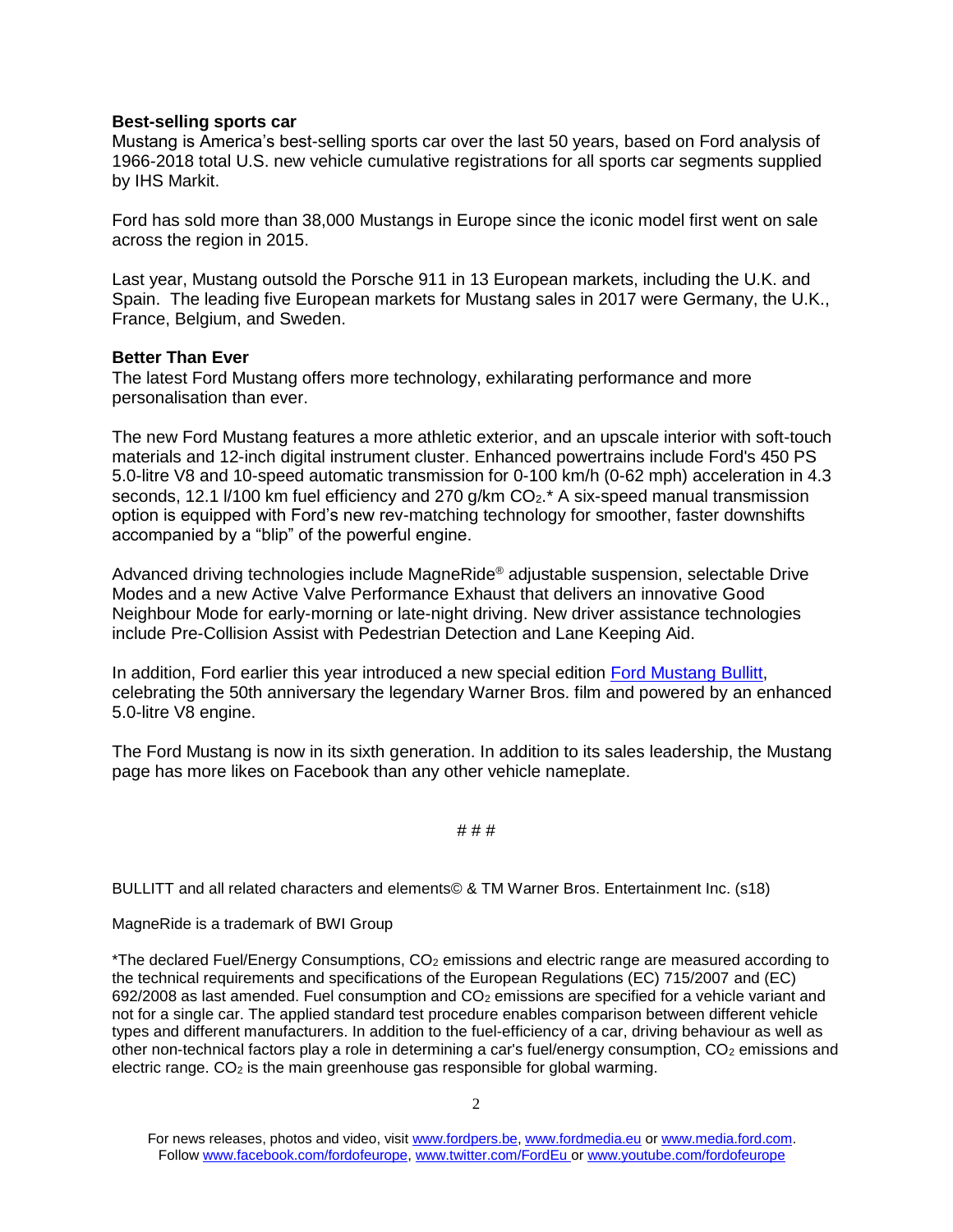**Best-selling sports car**

Mustang is America's best-selling sports car over the last 50 years, based on Ford analysis of 1966-2018 total U.S. new vehicle cumulative registrations for all sports car segments supplied by IHS Markit.

Ford has sold more than 38,000 Mustangs in Europe since the iconic model first went on sale across the region in 2015.

Last year, Mustang outsold the Porsche 911 in 13 European markets, including the U.K. and Spain. The leading five European markets for Mustang sales in 2017 were Germany, the U.K., France, Belgium, and Sweden.

**Better Than Ever**

The latest Ford Mustang offers more technology, exhilarating performance and more personalisation than ever.

The new Ford Mustang features a more athletic exterior, and an upscale interior with soft-touch materials and 12-inch digital instrument cluster. Enhanced powertrains include Ford's 450 PS 5.0-litre V8 and 10-speed automatic transmission for 0-100 km/h (0-62 mph) acceleration in 4.3 seconds, 12.1 l/100 km fuel efficiency and 270 g/km $CO_2$.* A six-speed manual transmission option is equipped with Ford's new rev-matching technology for smoother, faster downshifts accompanied by a "blip" of the powerful engine.

Advanced driving technologies include MagneRide® adjustable suspension, selectable Drive Modes and a new Active Valve Performance Exhaust that delivers an innovative Good Neighbour Mode for early-morning or late-night driving. New driver assistance technologies include Pre-Collision Assist with Pedestrian Detection and Lane Keeping Aid.

In addition, Ford earlier this year introduced a new special edition Ford Mustang Bullitt, celebrating the 50th anniversary the legendary Warner Bros. film and powered by an enhanced 5.0-litre V8 engine.

The Ford Mustang is now in its sixth generation. In addition to its sales leadership, the Mustang page has more likes on Facebook than any other vehicle nameplate.

# # #

BULLITT and all related characters and elements© & TM Warner Bros. Entertainment Inc. (s18)

MagneRide is a trademark of BWI Group

*The declared Fuel/Energy Consumptions, $CO_2$ emissions and electric range are measured according to the technical requirements and specifications of the European Regulations (EC) 715/2007 and (EC) 692/2008 as last amended. Fuel consumption and $CO_2$ emissions are specified for a vehicle variant and not for a single car. The applied standard test procedure enables comparison between different vehicle types and different manufacturers. In addition to the fuel-efficiency of a car, driving behaviour as well as other non-technical factors play a role in determining a car's fuel/energy consumption, $CO_2$ emissions and electric range. $CO_2$ is the main greenhouse gas responsible for global warming.

For news releases, photos and video, visit www.fordpers.be, www.fordmedia.eu or www.media.ford.com.
Follow www.facebook.com/fordofeurope, www.twitter.com/FordEu or www.youtube.com/fordofeurope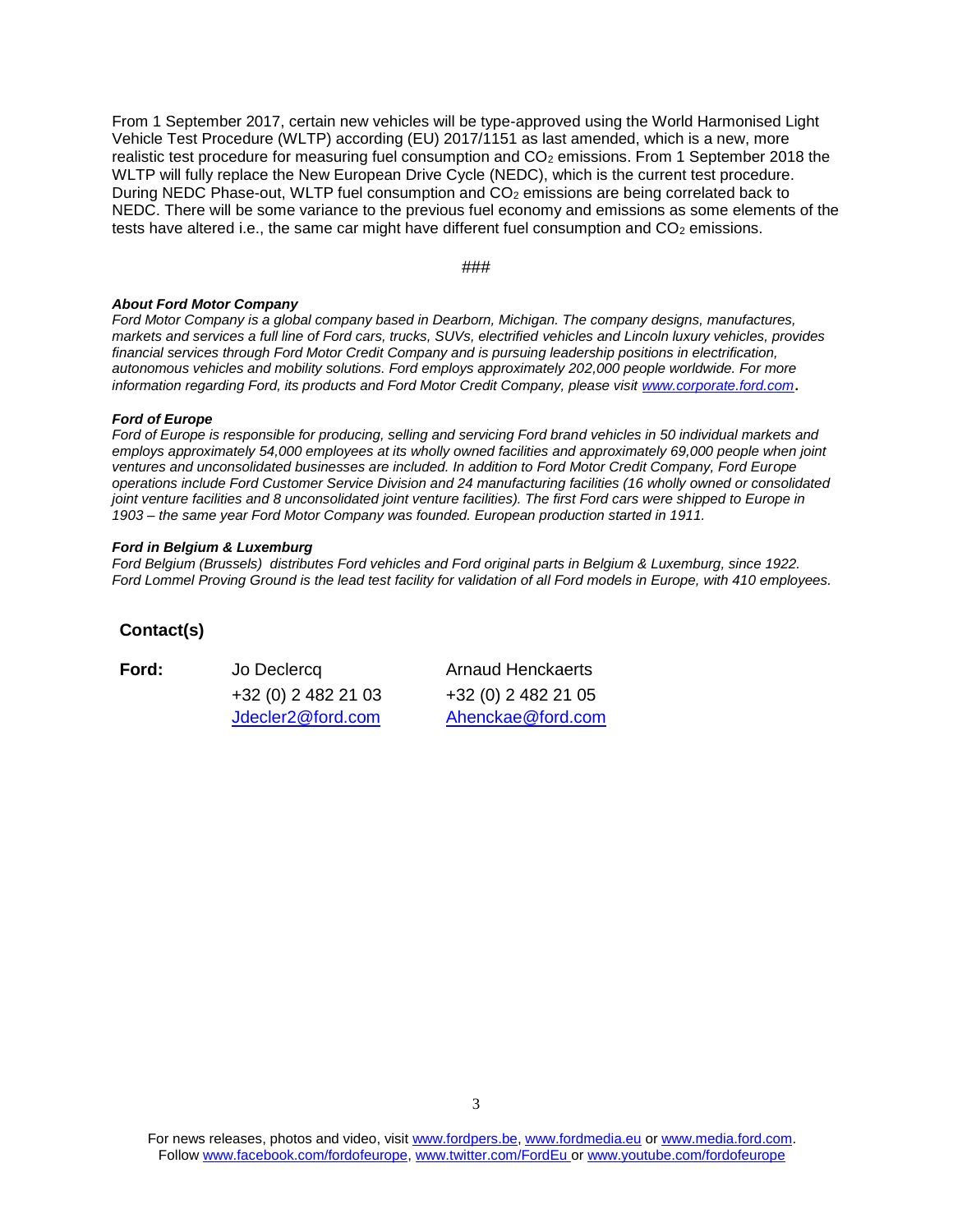From 1 September 2017, certain new vehicles will be type-approved using the World Harmonised Light Vehicle Test Procedure (WLTP) according (EU) 2017/1151 as last amended, which is a new, more realistic test procedure for measuring fuel consumption and $CO_2$ emissions. From 1 September 2018 the WLTP will fully replace the New European Drive Cycle (NEDC), which is the current test procedure. During NEDC Phase-out, WLTP fuel consumption and $CO_2$ emissions are being correlated back to NEDC. There will be some variance to the previous fuel economy and emissions as some elements of the tests have altered i.e., the same car might have different fuel consumption and $CO_2$ emissions.

###

***About Ford Motor Company***
*Ford Motor Company is a global company based in Dearborn, Michigan. The company designs, manufactures, markets and services a full line of Ford cars, trucks, SUVs, electrified vehicles and Lincoln luxury vehicles, provides financial services through Ford Motor Credit Company and is pursuing leadership positions in electrification, autonomous vehicles and mobility solutions. Ford employs approximately 202,000 people worldwide. For more information regarding Ford, its products and Ford Motor Credit Company, please visit [www.corporate.ford.com](http://www.corporate.ford.com).*

***Ford of Europe***
*Ford of Europe is responsible for producing, selling and servicing Ford brand vehicles in 50 individual markets and employs approximately 54,000 employees at its wholly owned facilities and approximately 69,000 people when joint ventures and unconsolidated businesses are included. In addition to Ford Motor Credit Company, Ford Europe operations include Ford Customer Service Division and 24 manufacturing facilities (16 wholly owned or consolidated joint venture facilities and 8 unconsolidated joint venture facilities). The first Ford cars were shipped to Europe in 1903 – the same year Ford Motor Company was founded. European production started in 1911.*

***Ford in Belgium & Luxemburg***
*Ford Belgium (Brussels) distributes Ford vehicles and Ford original parts in Belgium & Luxemburg, since 1922. Ford Lommel Proving Ground is the lead test facility for validation of all Ford models in Europe, with 410 employees.*

**Contact(s)**

| | | |
|---|---|---|
| **Ford:** | Jo Declercq | Arnaud Henckaerts |
| | +32 (0) 2 482 21 03 | +32 (0) 2 482 21 05 |
| | Jdecler2@ford.com | Ahenckae@ford.com |

For news releases, photos and video, visit www.fordpers.be, www.fordmedia.eu or www.media.ford.com.
Follow www.facebook.com/fordofeurope, www.twitter.com/FordEu or www.youtube.com/fordofeurope